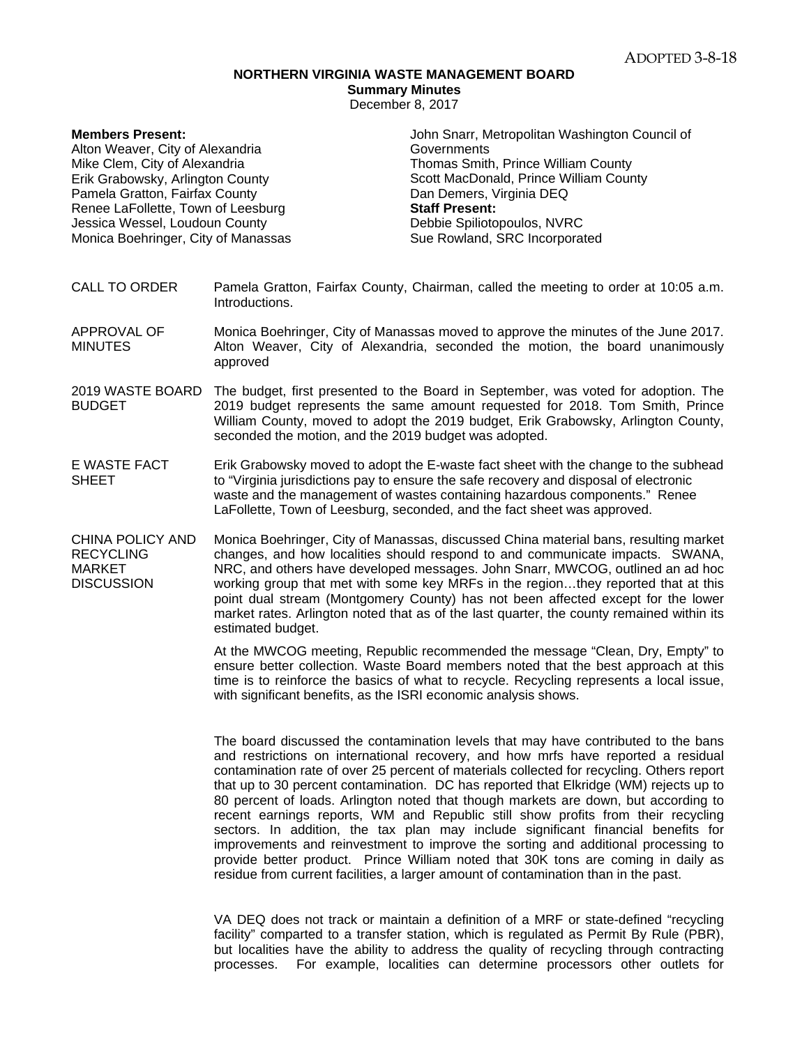ADOPTED 3-8-18

# NORTHERN VIRGINIA WASTE MANAGEMENT BOARD

## Summary Minutes

December 8, 2017

**Members Present:**
Alton Weaver, City of Alexandria
Mike Clem, City of Alexandria
Erik Grabowsky, Arlington County
Pamela Gratton, Fairfax County
Renee LaFollette, Town of Leesburg
Jessica Wessel, Loudoun County
Monica Boehringer, City of Manassas
John Snarr, Metropolitan Washington Council of Governments
Thomas Smith, Prince William County
Scott MacDonald, Prince William County
Dan Demers, Virginia DEQ

**Staff Present:**
Debbie Spiliotopoulos, NVRC
Sue Rowland, SRC Incorporated

**CALL TO ORDER**

Pamela Gratton, Fairfax County, Chairman, called the meeting to order at 10:05 a.m. Introductions.

**APPROVAL OF MINUTES**

Monica Boehringer, City of Manassas moved to approve the minutes of the June 2017. Alton Weaver, City of Alexandria, seconded the motion, the board unanimously approved

**2019 WASTE BOARD BUDGET**

The budget, first presented to the Board in September, was voted for adoption. The 2019 budget represents the same amount requested for 2018. Tom Smith, Prince William County, moved to adopt the 2019 budget, Erik Grabowsky, Arlington County, seconded the motion, and the 2019 budget was adopted.

**E WASTE FACT SHEET**

Erik Grabowsky moved to adopt the E-waste fact sheet with the change to the subhead to "Virginia jurisdictions pay to ensure the safe recovery and disposal of electronic waste and the management of wastes containing hazardous components." Renee LaFollette, Town of Leesburg, seconded, and the fact sheet was approved.

**CHINA POLICY AND RECYCLING MARKET DISCUSSION**

Monica Boehringer, City of Manassas, discussed China material bans, resulting market changes, and how localities should respond to and communicate impacts. SWANA, NRC, and others have developed messages. John Snarr, MWCOG, outlined an ad hoc working group that met with some key MRFs in the region…they reported that at this point dual stream (Montgomery County) has not been affected except for the lower market rates. Arlington noted that as of the last quarter, the county remained within its estimated budget.

At the MWCOG meeting, Republic recommended the message "Clean, Dry, Empty" to ensure better collection. Waste Board members noted that the best approach at this time is to reinforce the basics of what to recycle. Recycling represents a local issue, with significant benefits, as the ISRI economic analysis shows.

The board discussed the contamination levels that may have contributed to the bans and restrictions on international recovery, and how mrfs have reported a residual contamination rate of over 25 percent of materials collected for recycling. Others report that up to 30 percent contamination. DC has reported that Elkridge (WM) rejects up to 80 percent of loads. Arlington noted that though markets are down, but according to recent earnings reports, WM and Republic still show profits from their recycling sectors. In addition, the tax plan may include significant financial benefits for improvements and reinvestment to improve the sorting and additional processing to provide better product. Prince William noted that 30K tons are coming in daily as residue from current facilities, a larger amount of contamination than in the past.

VA DEQ does not track or maintain a definition of a MRF or state-defined "recycling facility" comparted to a transfer station, which is regulated as Permit By Rule (PBR), but localities have the ability to address the quality of recycling through contracting processes. For example, localities can determine processors other outlets for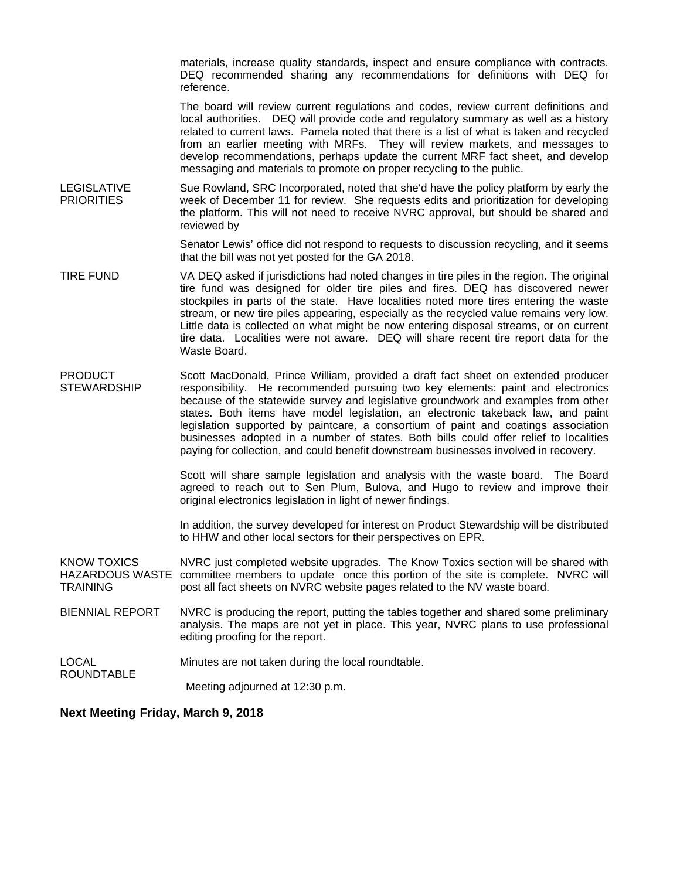materials, increase quality standards, inspect and ensure compliance with contracts. DEQ recommended sharing any recommendations for definitions with DEQ for reference.

The board will review current regulations and codes, review current definitions and local authorities. DEQ will provide code and regulatory summary as well as a history related to current laws. Pamela noted that there is a list of what is taken and recycled from an earlier meeting with MRFs. They will review markets, and messages to develop recommendations, perhaps update the current MRF fact sheet, and develop messaging and materials to promote on proper recycling to the public.

**LEGISLATIVE PRIORITIES**

Sue Rowland, SRC Incorporated, noted that she'd have the policy platform by early the week of December 11 for review. She requests edits and prioritization for developing the platform. This will not need to receive NVRC approval, but should be shared and reviewed by

Senator Lewis' office did not respond to requests to discussion recycling, and it seems that the bill was not yet posted for the GA 2018.

**TIRE FUND**

VA DEQ asked if jurisdictions had noted changes in tire piles in the region. The original tire fund was designed for older tire piles and fires. DEQ has discovered newer stockpiles in parts of the state. Have localities noted more tires entering the waste stream, or new tire piles appearing, especially as the recycled value remains very low. Little data is collected on what might be now entering disposal streams, or on current tire data. Localities were not aware. DEQ will share recent tire report data for the Waste Board.

**PRODUCT STEWARDSHIP**

Scott MacDonald, Prince William, provided a draft fact sheet on extended producer responsibility. He recommended pursuing two key elements: paint and electronics because of the statewide survey and legislative groundwork and examples from other states. Both items have model legislation, an electronic takeback law, and paint legislation supported by paintcare, a consortium of paint and coatings association businesses adopted in a number of states. Both bills could offer relief to localities paying for collection, and could benefit downstream businesses involved in recovery.

Scott will share sample legislation and analysis with the waste board. The Board agreed to reach out to Sen Plum, Bulova, and Hugo to review and improve their original electronics legislation in light of newer findings.

In addition, the survey developed for interest on Product Stewardship will be distributed to HHW and other local sectors for their perspectives on EPR.

**KNOW TOXICS HAZARDOUS WASTE TRAINING**

NVRC just completed website upgrades. The Know Toxics section will be shared with committee members to update once this portion of the site is complete. NVRC will post all fact sheets on NVRC website pages related to the NV waste board.

**BIENNIAL REPORT**

NVRC is producing the report, putting the tables together and shared some preliminary analysis. The maps are not yet in place. This year, NVRC plans to use professional editing proofing for the report.

**LOCAL ROUNDTABLE**

Minutes are not taken during the local roundtable.

Meeting adjourned at 12:30 p.m.

**Next Meeting Friday, March 9, 2018**